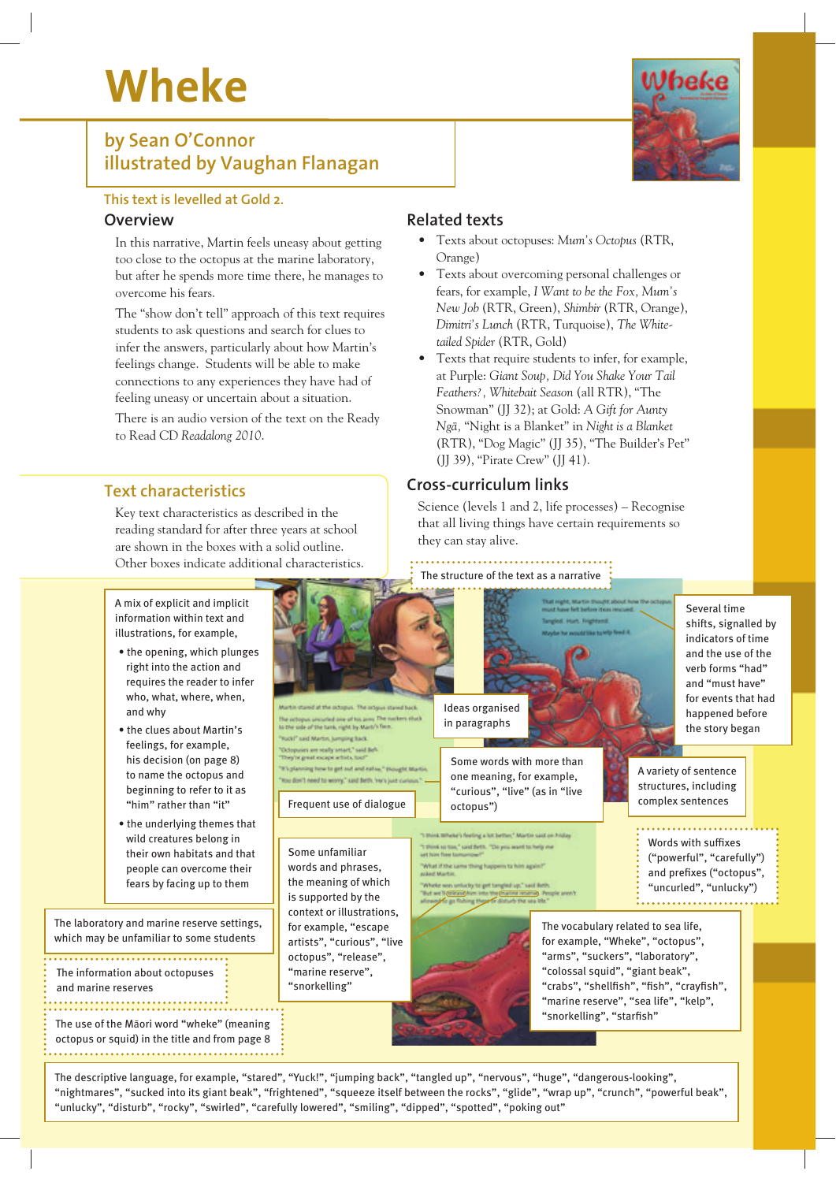# Wheke

## by Sean O'Connor
## illustrated by Vaughan Flanagan

This text is levelled at Gold 2.

## Overview

In this narrative, Martin feels uneasy about getting too close to the octopus at the marine laboratory, but after he spends more time there, he manages to overcome his fears.

The "show don't tell" approach of this text requires students to ask questions and search for clues to infer the answers, particularly about how Martin's feelings change. Students will be able to make connections to any experiences they have had of feeling uneasy or uncertain about a situation.

There is an audio version of the text on the Ready to Read CD *Readalong 2010*.

## Related texts

- Texts about octopuses: *Mum's Octopus* (RTR, Orange)
- Texts about overcoming personal challenges or fears, for example, *I Want to be the Fox*, *Mum's New Job* (RTR, Green), *Shimbir* (RTR, Orange), *Dimitri's Lunch* (RTR, Turquoise), *The White-tailed Spider* (RTR, Gold)
- Texts that require students to infer, for example, at Purple: *Giant Soup*, *Did You Shake Your Tail Feathers?*, *Whitebait Season* (all RTR), "The Snowman" (JJ 32); at Gold: *A Gift for Aunty Ngā*, "Night is a Blanket" in *Night is a Blanket* (RTR), "Dog Magic" (JJ 35), "The Builder's Pet" (JJ 39), "Pirate Crew" (JJ 41).

## Cross-curriculum links

Science (levels 1 and 2, life processes) – Recognise that all living things have certain requirements so they can stay alive.

## Text characteristics

Key text characteristics as described in the reading standard for after three years at school are shown in the boxes with a solid outline. Other boxes indicate additional characteristics.

A mix of explicit and implicit information within text and illustrations, for example,
- the opening, which plunges right into the action and requires the reader to infer who, what, where, when, and why
- the clues about Martin's feelings, for example, his decision (on page 8) to name the octopus and beginning to refer to it as "him" rather than "it"
- the underlying themes that wild creatures belong in their own habitats and that people can overcome their fears by facing up to them

The structure of the text as a narrative

Ideas organised in paragraphs

Several time shifts, signalled by indicators of time and the use of the verb forms "had" and "must have" for events that had happened before the story began

Frequent use of dialogue

Some words with more than one meaning, for example, "curious", "live" (as in "live octopus")

A variety of sentence structures, including complex sentences

Words with suffixes ("powerful", "carefully") and prefixes ("octopus", "uncurled", "unlucky")

The laboratory and marine reserve settings, which may be unfamiliar to some students

Some unfamiliar words and phrases, the meaning of which is supported by the context or illustrations, for example, "escape artists", "curious", "live octopus", "release", "marine reserve", "snorkelling"

The information about octopuses and marine reserves

The vocabulary related to sea life, for example, "Wheke", "octopus", "arms", "suckers", "laboratory", "colossal squid", "giant beak", "crabs", "shellfish", "fish", "crayfish", "marine reserve", "sea life", "kelp", "snorkelling", "starfish"

The use of the Māori word "wheke" (meaning octopus or squid) in the title and from page 8

The descriptive language, for example, "stared", "Yuck!", "jumping back", "tangled up", "nervous", "huge", "dangerous-looking", "nightmares", "sucked into its giant beak", "frightened", "squeeze itself between the rocks", "glide", "wrap up", "crunch", "powerful beak", "unlucky", "disturb", "rocky", "swirled", "carefully lowered", "smiling", "dipped", "spotted", "poking out"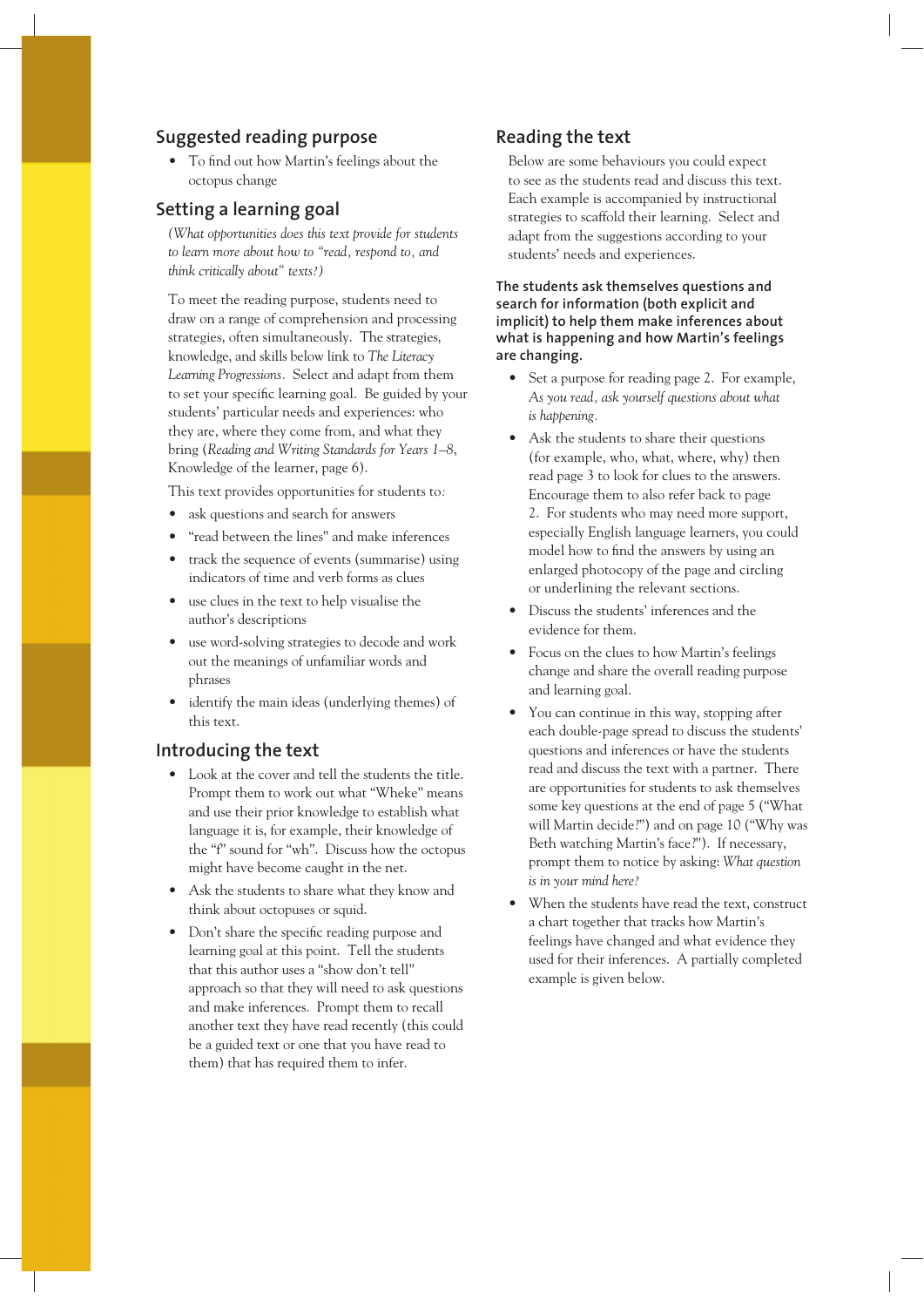## Suggested reading purpose

- To find out how Martin's feelings about the octopus change

## Setting a learning goal

*(What opportunities does this text provide for students to learn more about how to "read, respond to, and think critically about" texts?)*

To meet the reading purpose, students need to draw on a range of comprehension and processing strategies, often simultaneously. The strategies, knowledge, and skills below link to *The Literacy Learning Progressions*. Select and adapt from them to set your specific learning goal. Be guided by your students' particular needs and experiences: who they are, where they come from, and what they bring (*Reading and Writing Standards for Years 1–8*, Knowledge of the learner, page 6).

This text provides opportunities for students to:

- ask questions and search for answers
- "read between the lines" and make inferences
- track the sequence of events (summarise) using indicators of time and verb forms as clues
- use clues in the text to help visualise the author's descriptions
- use word-solving strategies to decode and work out the meanings of unfamiliar words and phrases
- identify the main ideas (underlying themes) of this text.

## Introducing the text

- Look at the cover and tell the students the title. Prompt them to work out what "Wheke" means and use their prior knowledge to establish what language it is, for example, their knowledge of the "f" sound for "wh". Discuss how the octopus might have become caught in the net.
- Ask the students to share what they know and think about octopuses or squid.
- Don't share the specific reading purpose and learning goal at this point. Tell the students that this author uses a "show don't tell" approach so that they will need to ask questions and make inferences. Prompt them to recall another text they have read recently (this could be a guided text or one that you have read to them) that has required them to infer.

## Reading the text

Below are some behaviours you could expect to see as the students read and discuss this text. Each example is accompanied by instructional strategies to scaffold their learning. Select and adapt from the suggestions according to your students' needs and experiences.

**The students ask themselves questions and search for information (both explicit and implicit) to help them make inferences about what is happening and how Martin's feelings are changing.**

- Set a purpose for reading page 2. For example, *As you read, ask yourself questions about what is happening.*
- Ask the students to share their questions (for example, who, what, where, why) then read page 3 to look for clues to the answers. Encourage them to also refer back to page 2. For students who may need more support, especially English language learners, you could model how to find the answers by using an enlarged photocopy of the page and circling or underlining the relevant sections.
- Discuss the students' inferences and the evidence for them.
- Focus on the clues to how Martin's feelings change and share the overall reading purpose and learning goal.
- You can continue in this way, stopping after each double-page spread to discuss the students' questions and inferences or have the students read and discuss the text with a partner. There are opportunities for students to ask themselves some key questions at the end of page 5 ("What will Martin decide?") and on page 10 ("Why was Beth watching Martin's face?"). If necessary, prompt them to notice by asking: *What question is in your mind here?*
- When the students have read the text, construct a chart together that tracks how Martin's feelings have changed and what evidence they used for their inferences. A partially completed example is given below.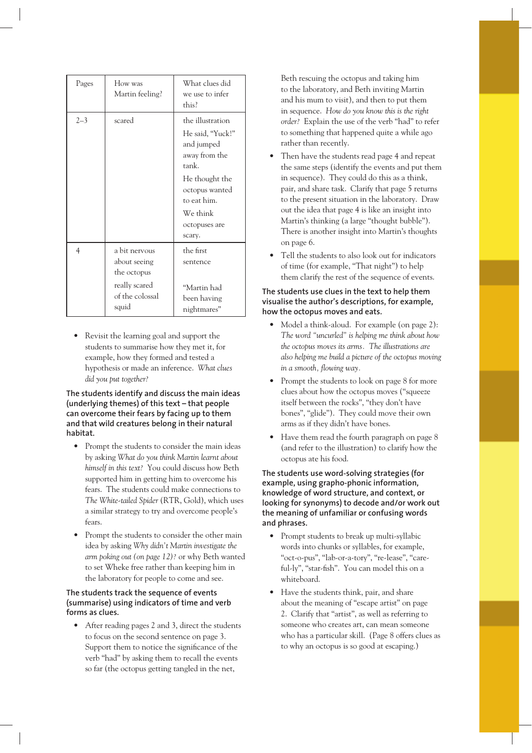| Pages | How was Martin feeling? | What clues did we use to infer this? |
|---|---|---|
| 2–3 | scared | the illustration<br>He said, "Yuck!" and jumped away from the tank.<br>He thought the octopus wanted to eat him.<br>We think octopuses are scary. |
| 4 | a bit nervous about seeing the octopus<br>really scared of the colossal squid | the first sentence<br>"Martin had been having nightmares" |

- Revisit the learning goal and support the students to summarise how they met it, for example, how they formed and tested a hypothesis or made an inference. *What clues did you put together?*

**The students identify and discuss the main ideas (underlying themes) of this text – that people can overcome their fears by facing up to them and that wild creatures belong in their natural habitat.**

- Prompt the students to consider the main ideas by asking *What do you think Martin learnt about himself in this text?* You could discuss how Beth supported him in getting him to overcome his fears. The students could make connections to *The White-tailed Spider* (RTR, Gold), which uses a similar strategy to try and overcome people's fears.
- Prompt the students to consider the other main idea by asking *Why didn't Martin investigate the arm poking out (on page 12)?* or why Beth wanted to set Wheke free rather than keeping him in the laboratory for people to come and see.

**The students track the sequence of events (summarise) using indicators of time and verb forms as clues.**

- After reading pages 2 and 3, direct the students to focus on the second sentence on page 3. Support them to notice the significance of the verb "had" by asking them to recall the events so far (the octopus getting tangled in the net, Beth rescuing the octopus and taking him to the laboratory, and Beth inviting Martin and his mum to visit), and then to put them in sequence. *How do you know this is the right order?* Explain the use of the verb "had" to refer to something that happened quite a while ago rather than recently.
- Then have the students read page 4 and repeat the same steps (identify the events and put them in sequence). They could do this as a think, pair, and share task. Clarify that page 5 returns to the present situation in the laboratory. Draw out the idea that page 4 is like an insight into Martin's thinking (a large "thought bubble"). There is another insight into Martin's thoughts on page 6.
- Tell the students to also look out for indicators of time (for example, "That night") to help them clarify the rest of the sequence of events.

**The students use clues in the text to help them visualise the author's descriptions, for example, how the octopus moves and eats.**

- Model a think-aloud. For example (on page 2): *The word "uncurled" is helping me think about how the octopus moves its arms. The illustrations are also helping me build a picture of the octopus moving in a smooth, flowing way.*
- Prompt the students to look on page 8 for more clues about how the octopus moves ("squeeze itself between the rocks", "they don't have bones", "glide"). They could move their own arms as if they didn't have bones.
- Have them read the fourth paragraph on page 8 (and refer to the illustration) to clarify how the octopus ate his food.

**The students use word-solving strategies (for example, using grapho-phonic information, knowledge of word structure, and context, or looking for synonyms) to decode and/or work out the meaning of unfamiliar or confusing words and phrases.**

- Prompt students to break up multi-syllabic words into chunks or syllables, for example, "oct-o-pus", "lab-or-a-tory", "re-lease", "care-ful-ly", "star-fish". You can model this on a whiteboard.
- Have the students think, pair, and share about the meaning of "escape artist" on page 2. Clarify that "artist", as well as referring to someone who creates art, can mean someone who has a particular skill. (Page 8 offers clues as to why an octopus is so good at escaping.)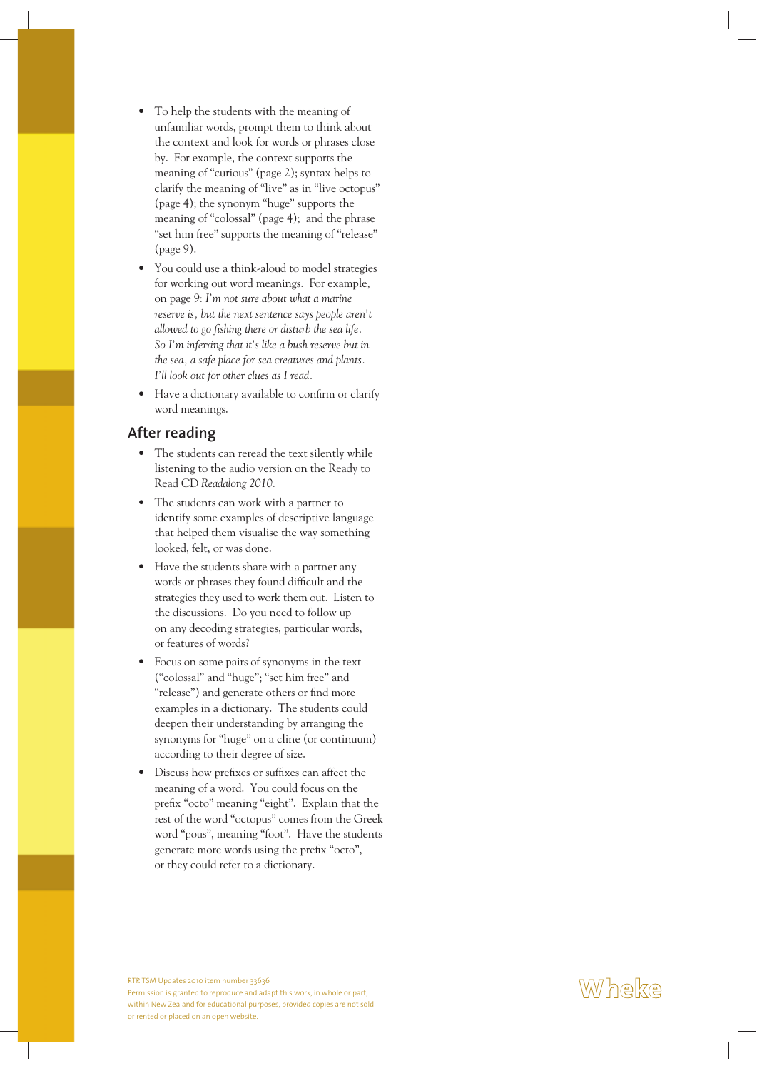- To help the students with the meaning of unfamiliar words, prompt them to think about the context and look for words or phrases close by. For example, the context supports the meaning of "curious" (page 2); syntax helps to clarify the meaning of "live" as in "live octopus" (page 4); the synonym "huge" supports the meaning of "colossal" (page 4); and the phrase "set him free" supports the meaning of "release" (page 9).
- You could use a think-aloud to model strategies for working out word meanings. For example, on page 9: *I'm not sure about what a marine reserve is, but the next sentence says people aren't allowed to go fishing there or disturb the sea life. So I'm inferring that it's like a bush reserve but in the sea, a safe place for sea creatures and plants. I'll look out for other clues as I read.*
- Have a dictionary available to confirm or clarify word meanings.

## After reading

- The students can reread the text silently while listening to the audio version on the Ready to Read CD *Readalong 2010*.
- The students can work with a partner to identify some examples of descriptive language that helped them visualise the way something looked, felt, or was done.
- Have the students share with a partner any words or phrases they found difficult and the strategies they used to work them out. Listen to the discussions. Do you need to follow up on any decoding strategies, particular words, or features of words?
- Focus on some pairs of synonyms in the text ("colossal" and "huge"; "set him free" and "release") and generate others or find more examples in a dictionary. The students could deepen their understanding by arranging the synonyms for "huge" on a cline (or continuum) according to their degree of size.
- Discuss how prefixes or suffixes can affect the meaning of a word. You could focus on the prefix "octo" meaning "eight". Explain that the rest of the word "octopus" comes from the Greek word "pous", meaning "foot". Have the students generate more words using the prefix "octo", or they could refer to a dictionary.

RTR TSM Updates 2010 item number 33636
Permission is granted to reproduce and adapt this work, in whole or part, within New Zealand for educational purposes, provided copies are not sold or rented or placed on an open website.

Wheke